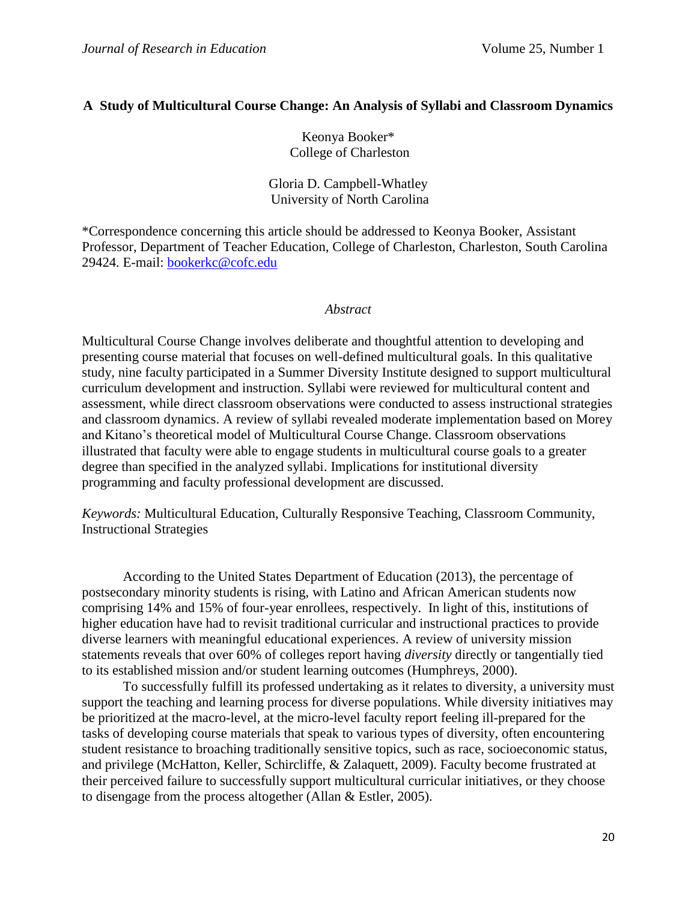# A Study of Multicultural Course Change: An Analysis of Syllabi and Classroom Dynamics

Keonya Booker*
College of Charleston

Gloria D. Campbell-Whatley
University of North Carolina

*Correspondence concerning this article should be addressed to Keonya Booker, Assistant Professor, Department of Teacher Education, College of Charleston, Charleston, South Carolina 29424. E-mail: bookerkc@cofc.edu

## *Abstract*

Multicultural Course Change involves deliberate and thoughtful attention to developing and presenting course material that focuses on well-defined multicultural goals. In this qualitative study, nine faculty participated in a Summer Diversity Institute designed to support multicultural curriculum development and instruction. Syllabi were reviewed for multicultural content and assessment, while direct classroom observations were conducted to assess instructional strategies and classroom dynamics. A review of syllabi revealed moderate implementation based on Morey and Kitano's theoretical model of Multicultural Course Change. Classroom observations illustrated that faculty were able to engage students in multicultural course goals to a greater degree than specified in the analyzed syllabi. Implications for institutional diversity programming and faculty professional development are discussed.

*Keywords:* Multicultural Education, Culturally Responsive Teaching, Classroom Community, Instructional Strategies

According to the United States Department of Education (2013), the percentage of postsecondary minority students is rising, with Latino and African American students now comprising 14% and 15% of four-year enrollees, respectively. In light of this, institutions of higher education have had to revisit traditional curricular and instructional practices to provide diverse learners with meaningful educational experiences. A review of university mission statements reveals that over 60% of colleges report having *diversity* directly or tangentially tied to its established mission and/or student learning outcomes (Humphreys, 2000).

To successfully fulfill its professed undertaking as it relates to diversity, a university must support the teaching and learning process for diverse populations. While diversity initiatives may be prioritized at the macro-level, at the micro-level faculty report feeling ill-prepared for the tasks of developing course materials that speak to various types of diversity, often encountering student resistance to broaching traditionally sensitive topics, such as race, socioeconomic status, and privilege (McHatton, Keller, Schircliffe, & Zalaquett, 2009). Faculty become frustrated at their perceived failure to successfully support multicultural curricular initiatives, or they choose to disengage from the process altogether (Allan & Estler, 2005).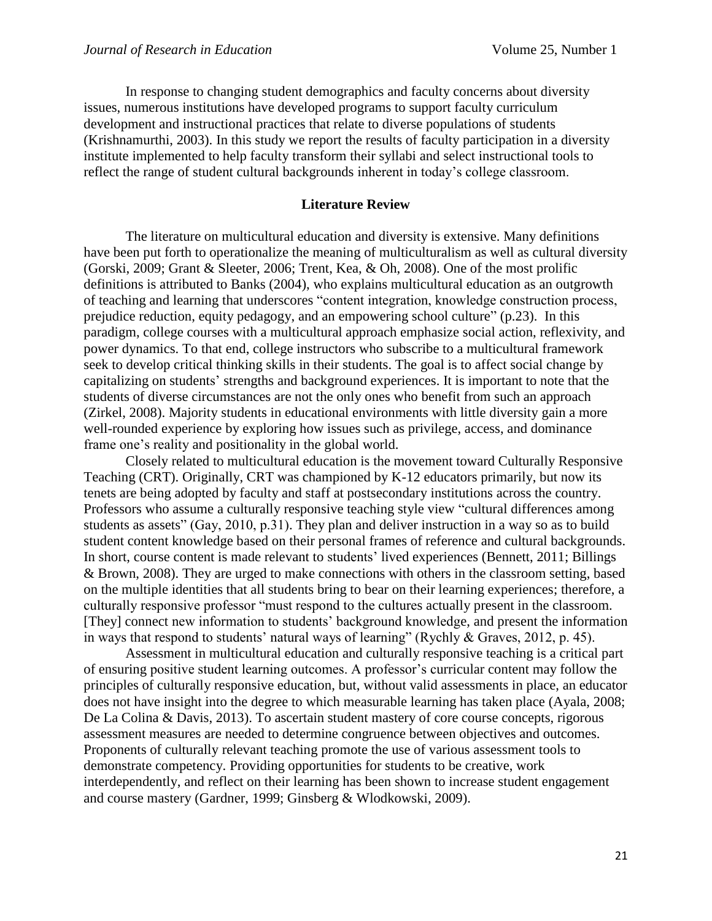In response to changing student demographics and faculty concerns about diversity issues, numerous institutions have developed programs to support faculty curriculum development and instructional practices that relate to diverse populations of students (Krishnamurthi, 2003). In this study we report the results of faculty participation in a diversity institute implemented to help faculty transform their syllabi and select instructional tools to reflect the range of student cultural backgrounds inherent in today's college classroom.

## Literature Review

The literature on multicultural education and diversity is extensive. Many definitions have been put forth to operationalize the meaning of multiculturalism as well as cultural diversity (Gorski, 2009; Grant & Sleeter, 2006; Trent, Kea, & Oh, 2008). One of the most prolific definitions is attributed to Banks (2004), who explains multicultural education as an outgrowth of teaching and learning that underscores "content integration, knowledge construction process, prejudice reduction, equity pedagogy, and an empowering school culture" (p.23). In this paradigm, college courses with a multicultural approach emphasize social action, reflexivity, and power dynamics. To that end, college instructors who subscribe to a multicultural framework seek to develop critical thinking skills in their students. The goal is to affect social change by capitalizing on students' strengths and background experiences. It is important to note that the students of diverse circumstances are not the only ones who benefit from such an approach (Zirkel, 2008). Majority students in educational environments with little diversity gain a more well-rounded experience by exploring how issues such as privilege, access, and dominance frame one's reality and positionality in the global world.

Closely related to multicultural education is the movement toward Culturally Responsive Teaching (CRT). Originally, CRT was championed by K-12 educators primarily, but now its tenets are being adopted by faculty and staff at postsecondary institutions across the country. Professors who assume a culturally responsive teaching style view "cultural differences among students as assets" (Gay, 2010, p.31). They plan and deliver instruction in a way so as to build student content knowledge based on their personal frames of reference and cultural backgrounds. In short, course content is made relevant to students' lived experiences (Bennett, 2011; Billings & Brown, 2008). They are urged to make connections with others in the classroom setting, based on the multiple identities that all students bring to bear on their learning experiences; therefore, a culturally responsive professor "must respond to the cultures actually present in the classroom. [They] connect new information to students' background knowledge, and present the information in ways that respond to students' natural ways of learning" (Rychly & Graves, 2012, p. 45).

Assessment in multicultural education and culturally responsive teaching is a critical part of ensuring positive student learning outcomes. A professor's curricular content may follow the principles of culturally responsive education, but, without valid assessments in place, an educator does not have insight into the degree to which measurable learning has taken place (Ayala, 2008; De La Colina & Davis, 2013). To ascertain student mastery of core course concepts, rigorous assessment measures are needed to determine congruence between objectives and outcomes. Proponents of culturally relevant teaching promote the use of various assessment tools to demonstrate competency. Providing opportunities for students to be creative, work interdependently, and reflect on their learning has been shown to increase student engagement and course mastery (Gardner, 1999; Ginsberg & Wlodkowski, 2009).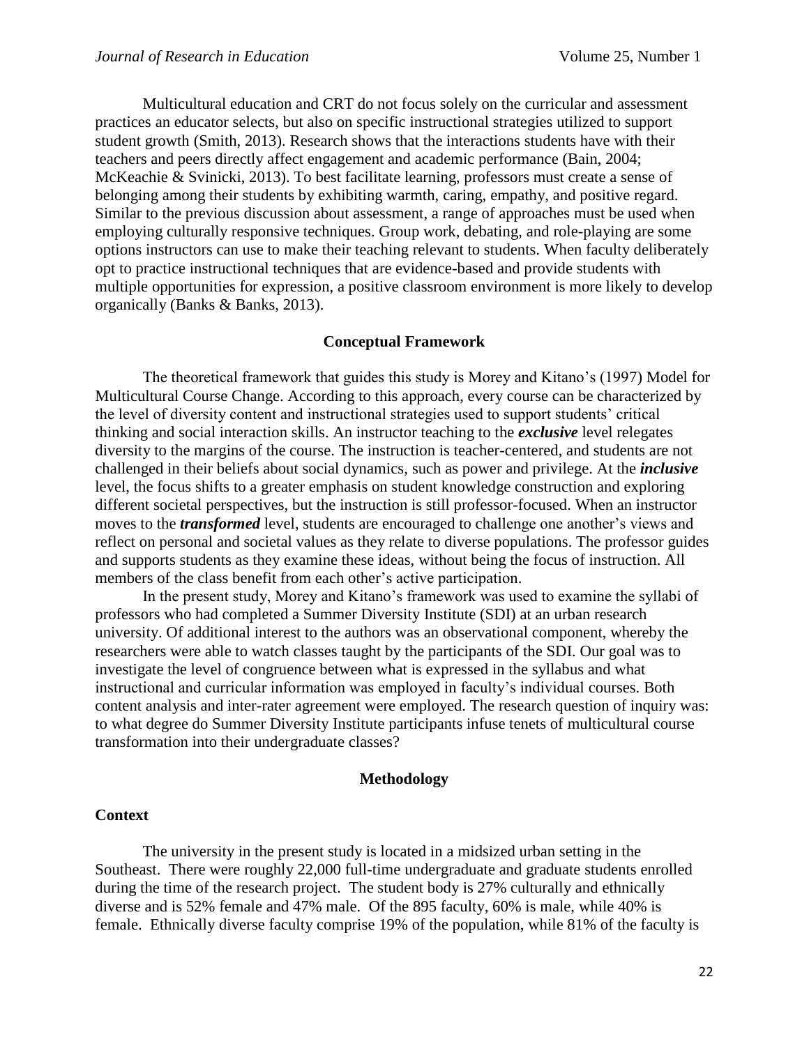Multicultural education and CRT do not focus solely on the curricular and assessment practices an educator selects, but also on specific instructional strategies utilized to support student growth (Smith, 2013). Research shows that the interactions students have with their teachers and peers directly affect engagement and academic performance (Bain, 2004; McKeachie & Svinicki, 2013). To best facilitate learning, professors must create a sense of belonging among their students by exhibiting warmth, caring, empathy, and positive regard. Similar to the previous discussion about assessment, a range of approaches must be used when employing culturally responsive techniques. Group work, debating, and role-playing are some options instructors can use to make their teaching relevant to students. When faculty deliberately opt to practice instructional techniques that are evidence-based and provide students with multiple opportunities for expression, a positive classroom environment is more likely to develop organically (Banks & Banks, 2013).

## Conceptual Framework

The theoretical framework that guides this study is Morey and Kitano's (1997) Model for Multicultural Course Change. According to this approach, every course can be characterized by the level of diversity content and instructional strategies used to support students' critical thinking and social interaction skills. An instructor teaching to the ***exclusive*** level relegates diversity to the margins of the course. The instruction is teacher-centered, and students are not challenged in their beliefs about social dynamics, such as power and privilege. At the ***inclusive*** level, the focus shifts to a greater emphasis on student knowledge construction and exploring different societal perspectives, but the instruction is still professor-focused. When an instructor moves to the ***transformed*** level, students are encouraged to challenge one another's views and reflect on personal and societal values as they relate to diverse populations. The professor guides and supports students as they examine these ideas, without being the focus of instruction. All members of the class benefit from each other's active participation.

In the present study, Morey and Kitano's framework was used to examine the syllabi of professors who had completed a Summer Diversity Institute (SDI) at an urban research university. Of additional interest to the authors was an observational component, whereby the researchers were able to watch classes taught by the participants of the SDI. Our goal was to investigate the level of congruence between what is expressed in the syllabus and what instructional and curricular information was employed in faculty's individual courses. Both content analysis and inter-rater agreement were employed. The research question of inquiry was: to what degree do Summer Diversity Institute participants infuse tenets of multicultural course transformation into their undergraduate classes?

## Methodology

### Context

The university in the present study is located in a midsized urban setting in the Southeast. There were roughly 22,000 full-time undergraduate and graduate students enrolled during the time of the research project. The student body is 27% culturally and ethnically diverse and is 52% female and 47% male. Of the 895 faculty, 60% is male, while 40% is female. Ethnically diverse faculty comprise 19% of the population, while 81% of the faculty is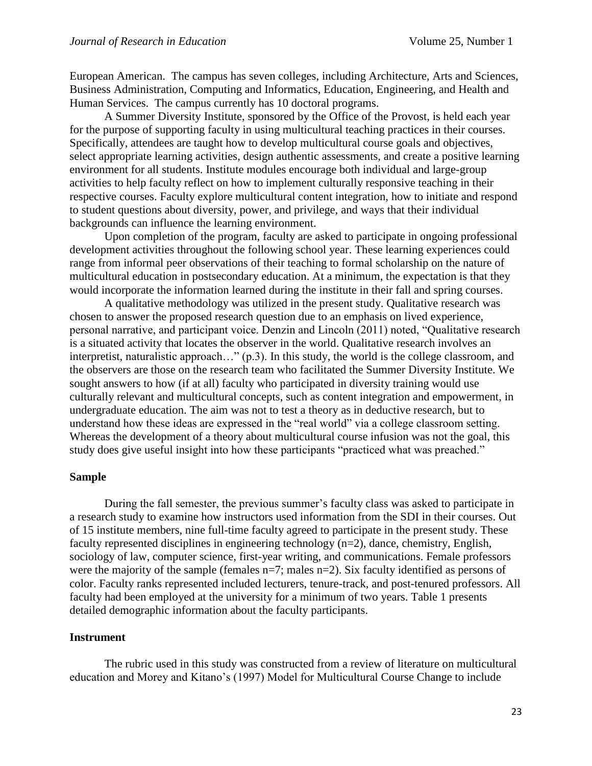European American. The campus has seven colleges, including Architecture, Arts and Sciences, Business Administration, Computing and Informatics, Education, Engineering, and Health and Human Services. The campus currently has 10 doctoral programs.

A Summer Diversity Institute, sponsored by the Office of the Provost, is held each year for the purpose of supporting faculty in using multicultural teaching practices in their courses. Specifically, attendees are taught how to develop multicultural course goals and objectives, select appropriate learning activities, design authentic assessments, and create a positive learning environment for all students. Institute modules encourage both individual and large-group activities to help faculty reflect on how to implement culturally responsive teaching in their respective courses. Faculty explore multicultural content integration, how to initiate and respond to student questions about diversity, power, and privilege, and ways that their individual backgrounds can influence the learning environment.

Upon completion of the program, faculty are asked to participate in ongoing professional development activities throughout the following school year. These learning experiences could range from informal peer observations of their teaching to formal scholarship on the nature of multicultural education in postsecondary education. At a minimum, the expectation is that they would incorporate the information learned during the institute in their fall and spring courses.

A qualitative methodology was utilized in the present study. Qualitative research was chosen to answer the proposed research question due to an emphasis on lived experience, personal narrative, and participant voice. Denzin and Lincoln (2011) noted, "Qualitative research is a situated activity that locates the observer in the world. Qualitative research involves an interpretist, naturalistic approach…" (p.3). In this study, the world is the college classroom, and the observers are those on the research team who facilitated the Summer Diversity Institute. We sought answers to how (if at all) faculty who participated in diversity training would use culturally relevant and multicultural concepts, such as content integration and empowerment, in undergraduate education. The aim was not to test a theory as in deductive research, but to understand how these ideas are expressed in the "real world" via a college classroom setting. Whereas the development of a theory about multicultural course infusion was not the goal, this study does give useful insight into how these participants "practiced what was preached."

### Sample

During the fall semester, the previous summer's faculty class was asked to participate in a research study to examine how instructors used information from the SDI in their courses. Out of 15 institute members, nine full-time faculty agreed to participate in the present study. These faculty represented disciplines in engineering technology (n=2), dance, chemistry, English, sociology of law, computer science, first-year writing, and communications. Female professors were the majority of the sample (females n=7; males n=2). Six faculty identified as persons of color. Faculty ranks represented included lecturers, tenure-track, and post-tenured professors. All faculty had been employed at the university for a minimum of two years. Table 1 presents detailed demographic information about the faculty participants.

### Instrument

The rubric used in this study was constructed from a review of literature on multicultural education and Morey and Kitano's (1997) Model for Multicultural Course Change to include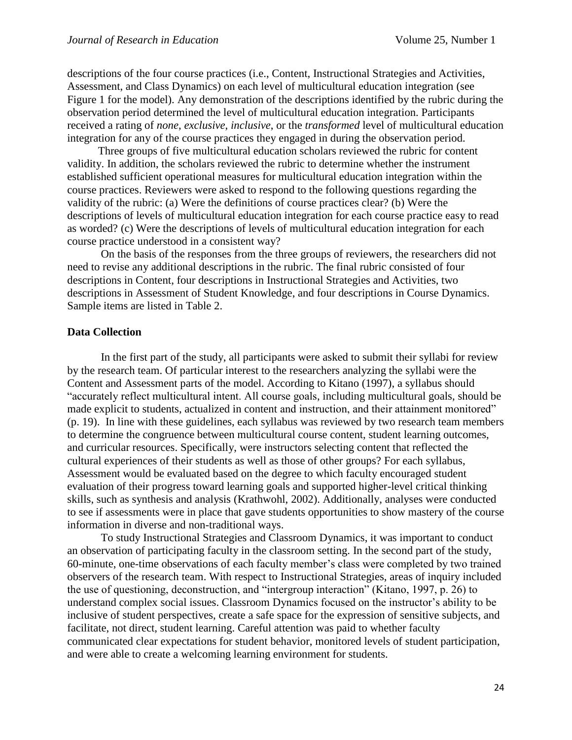descriptions of the four course practices (i.e., Content, Instructional Strategies and Activities, Assessment, and Class Dynamics) on each level of multicultural education integration (see Figure 1 for the model). Any demonstration of the descriptions identified by the rubric during the observation period determined the level of multicultural education integration. Participants received a rating of *none*, *exclusive*, *inclusive*, or the *transformed* level of multicultural education integration for any of the course practices they engaged in during the observation period.

Three groups of five multicultural education scholars reviewed the rubric for content validity. In addition, the scholars reviewed the rubric to determine whether the instrument established sufficient operational measures for multicultural education integration within the course practices. Reviewers were asked to respond to the following questions regarding the validity of the rubric: (a) Were the definitions of course practices clear? (b) Were the descriptions of levels of multicultural education integration for each course practice easy to read as worded? (c) Were the descriptions of levels of multicultural education integration for each course practice understood in a consistent way?

On the basis of the responses from the three groups of reviewers, the researchers did not need to revise any additional descriptions in the rubric. The final rubric consisted of four descriptions in Content, four descriptions in Instructional Strategies and Activities, two descriptions in Assessment of Student Knowledge, and four descriptions in Course Dynamics. Sample items are listed in Table 2.

## Data Collection

In the first part of the study, all participants were asked to submit their syllabi for review by the research team. Of particular interest to the researchers analyzing the syllabi were the Content and Assessment parts of the model. According to Kitano (1997), a syllabus should "accurately reflect multicultural intent. All course goals, including multicultural goals, should be made explicit to students, actualized in content and instruction, and their attainment monitored" (p. 19). In line with these guidelines, each syllabus was reviewed by two research team members to determine the congruence between multicultural course content, student learning outcomes, and curricular resources. Specifically, were instructors selecting content that reflected the cultural experiences of their students as well as those of other groups? For each syllabus, Assessment would be evaluated based on the degree to which faculty encouraged student evaluation of their progress toward learning goals and supported higher-level critical thinking skills, such as synthesis and analysis (Krathwohl, 2002). Additionally, analyses were conducted to see if assessments were in place that gave students opportunities to show mastery of the course information in diverse and non-traditional ways.

To study Instructional Strategies and Classroom Dynamics, it was important to conduct an observation of participating faculty in the classroom setting. In the second part of the study, 60-minute, one-time observations of each faculty member's class were completed by two trained observers of the research team. With respect to Instructional Strategies, areas of inquiry included the use of questioning, deconstruction, and "intergroup interaction" (Kitano, 1997, p. 26) to understand complex social issues. Classroom Dynamics focused on the instructor's ability to be inclusive of student perspectives, create a safe space for the expression of sensitive subjects, and facilitate, not direct, student learning. Careful attention was paid to whether faculty communicated clear expectations for student behavior, monitored levels of student participation, and were able to create a welcoming learning environment for students.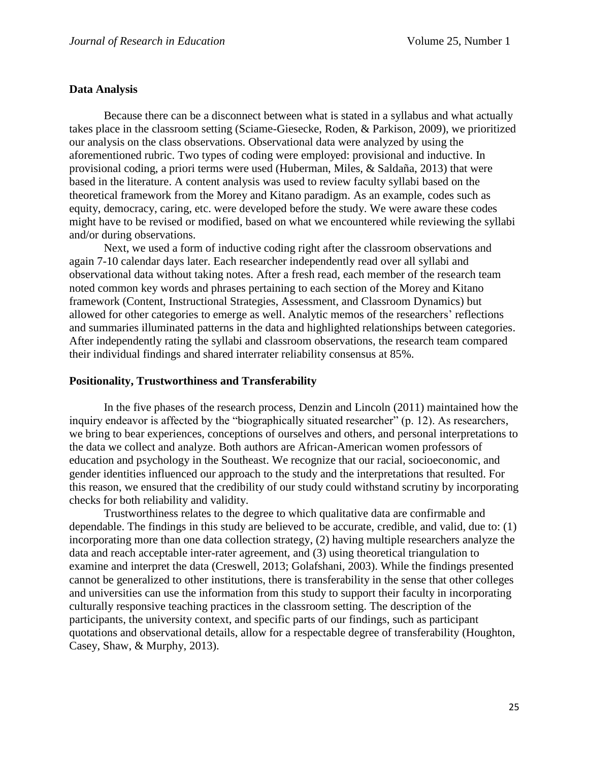### Data Analysis

Because there can be a disconnect between what is stated in a syllabus and what actually takes place in the classroom setting (Sciame-Giesecke, Roden, & Parkison, 2009), we prioritized our analysis on the class observations. Observational data were analyzed by using the aforementioned rubric. Two types of coding were employed: provisional and inductive. In provisional coding, a priori terms were used (Huberman, Miles, & Saldaña, 2013) that were based in the literature. A content analysis was used to review faculty syllabi based on the theoretical framework from the Morey and Kitano paradigm. As an example, codes such as equity, democracy, caring, etc. were developed before the study. We were aware these codes might have to be revised or modified, based on what we encountered while reviewing the syllabi and/or during observations.

Next, we used a form of inductive coding right after the classroom observations and again 7-10 calendar days later. Each researcher independently read over all syllabi and observational data without taking notes. After a fresh read, each member of the research team noted common key words and phrases pertaining to each section of the Morey and Kitano framework (Content, Instructional Strategies, Assessment, and Classroom Dynamics) but allowed for other categories to emerge as well. Analytic memos of the researchers' reflections and summaries illuminated patterns in the data and highlighted relationships between categories. After independently rating the syllabi and classroom observations, the research team compared their individual findings and shared interrater reliability consensus at 85%.

### Positionality, Trustworthiness and Transferability

In the five phases of the research process, Denzin and Lincoln (2011) maintained how the inquiry endeavor is affected by the "biographically situated researcher" (p. 12). As researchers, we bring to bear experiences, conceptions of ourselves and others, and personal interpretations to the data we collect and analyze. Both authors are African-American women professors of education and psychology in the Southeast. We recognize that our racial, socioeconomic, and gender identities influenced our approach to the study and the interpretations that resulted. For this reason, we ensured that the credibility of our study could withstand scrutiny by incorporating checks for both reliability and validity.

Trustworthiness relates to the degree to which qualitative data are confirmable and dependable. The findings in this study are believed to be accurate, credible, and valid, due to: (1) incorporating more than one data collection strategy, (2) having multiple researchers analyze the data and reach acceptable inter-rater agreement, and (3) using theoretical triangulation to examine and interpret the data (Creswell, 2013; Golafshani, 2003). While the findings presented cannot be generalized to other institutions, there is transferability in the sense that other colleges and universities can use the information from this study to support their faculty in incorporating culturally responsive teaching practices in the classroom setting. The description of the participants, the university context, and specific parts of our findings, such as participant quotations and observational details, allow for a respectable degree of transferability (Houghton, Casey, Shaw, & Murphy, 2013).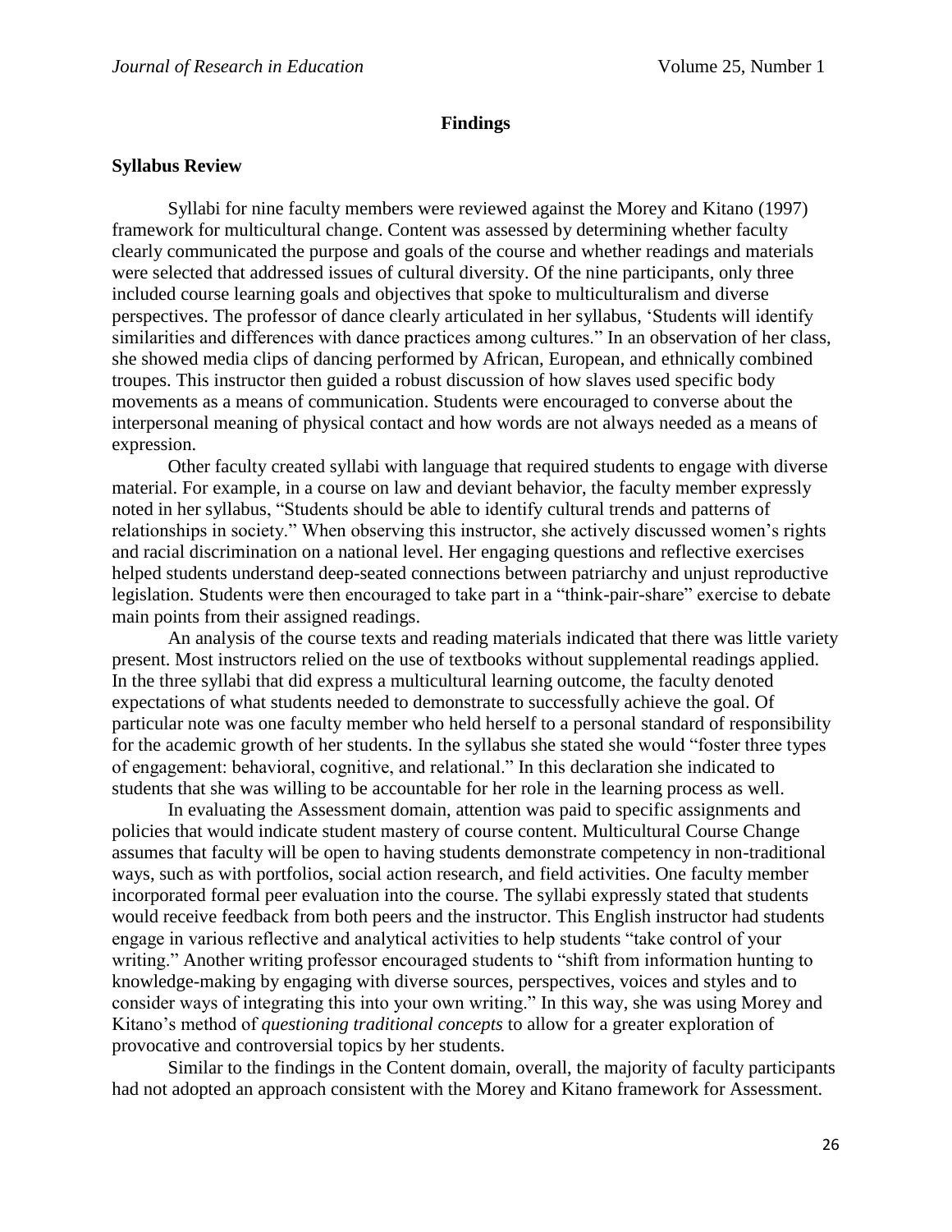## Findings

### Syllabus Review

Syllabi for nine faculty members were reviewed against the Morey and Kitano (1997) framework for multicultural change. Content was assessed by determining whether faculty clearly communicated the purpose and goals of the course and whether readings and materials were selected that addressed issues of cultural diversity. Of the nine participants, only three included course learning goals and objectives that spoke to multiculturalism and diverse perspectives. The professor of dance clearly articulated in her syllabus, 'Students will identify similarities and differences with dance practices among cultures." In an observation of her class, she showed media clips of dancing performed by African, European, and ethnically combined troupes. This instructor then guided a robust discussion of how slaves used specific body movements as a means of communication. Students were encouraged to converse about the interpersonal meaning of physical contact and how words are not always needed as a means of expression.

Other faculty created syllabi with language that required students to engage with diverse material. For example, in a course on law and deviant behavior, the faculty member expressly noted in her syllabus, "Students should be able to identify cultural trends and patterns of relationships in society." When observing this instructor, she actively discussed women's rights and racial discrimination on a national level. Her engaging questions and reflective exercises helped students understand deep-seated connections between patriarchy and unjust reproductive legislation. Students were then encouraged to take part in a "think-pair-share" exercise to debate main points from their assigned readings.

An analysis of the course texts and reading materials indicated that there was little variety present. Most instructors relied on the use of textbooks without supplemental readings applied. In the three syllabi that did express a multicultural learning outcome, the faculty denoted expectations of what students needed to demonstrate to successfully achieve the goal. Of particular note was one faculty member who held herself to a personal standard of responsibility for the academic growth of her students. In the syllabus she stated she would "foster three types of engagement: behavioral, cognitive, and relational." In this declaration she indicated to students that she was willing to be accountable for her role in the learning process as well.

In evaluating the Assessment domain, attention was paid to specific assignments and policies that would indicate student mastery of course content. Multicultural Course Change assumes that faculty will be open to having students demonstrate competency in non-traditional ways, such as with portfolios, social action research, and field activities. One faculty member incorporated formal peer evaluation into the course. The syllabi expressly stated that students would receive feedback from both peers and the instructor. This English instructor had students engage in various reflective and analytical activities to help students "take control of your writing." Another writing professor encouraged students to "shift from information hunting to knowledge-making by engaging with diverse sources, perspectives, voices and styles and to consider ways of integrating this into your own writing." In this way, she was using Morey and Kitano's method of *questioning traditional concepts* to allow for a greater exploration of provocative and controversial topics by her students.

Similar to the findings in the Content domain, overall, the majority of faculty participants had not adopted an approach consistent with the Morey and Kitano framework for Assessment.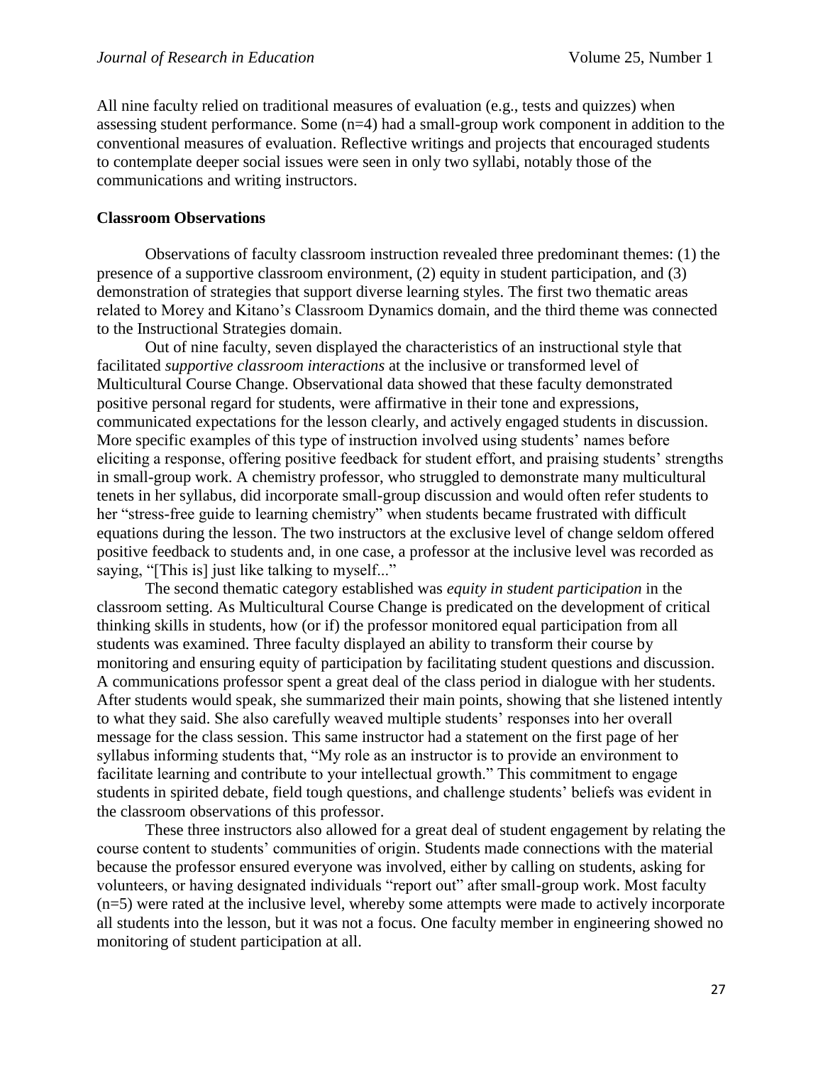All nine faculty relied on traditional measures of evaluation (e.g., tests and quizzes) when assessing student performance. Some (n=4) had a small-group work component in addition to the conventional measures of evaluation. Reflective writings and projects that encouraged students to contemplate deeper social issues were seen in only two syllabi, notably those of the communications and writing instructors.

**Classroom Observations**

Observations of faculty classroom instruction revealed three predominant themes: (1) the presence of a supportive classroom environment, (2) equity in student participation, and (3) demonstration of strategies that support diverse learning styles. The first two thematic areas related to Morey and Kitano's Classroom Dynamics domain, and the third theme was connected to the Instructional Strategies domain.

Out of nine faculty, seven displayed the characteristics of an instructional style that facilitated *supportive classroom interactions* at the inclusive or transformed level of Multicultural Course Change. Observational data showed that these faculty demonstrated positive personal regard for students, were affirmative in their tone and expressions, communicated expectations for the lesson clearly, and actively engaged students in discussion. More specific examples of this type of instruction involved using students' names before eliciting a response, offering positive feedback for student effort, and praising students' strengths in small-group work. A chemistry professor, who struggled to demonstrate many multicultural tenets in her syllabus, did incorporate small-group discussion and would often refer students to her "stress-free guide to learning chemistry" when students became frustrated with difficult equations during the lesson. The two instructors at the exclusive level of change seldom offered positive feedback to students and, in one case, a professor at the inclusive level was recorded as saying, "[This is] just like talking to myself..."

The second thematic category established was *equity in student participation* in the classroom setting. As Multicultural Course Change is predicated on the development of critical thinking skills in students, how (or if) the professor monitored equal participation from all students was examined. Three faculty displayed an ability to transform their course by monitoring and ensuring equity of participation by facilitating student questions and discussion. A communications professor spent a great deal of the class period in dialogue with her students. After students would speak, she summarized their main points, showing that she listened intently to what they said. She also carefully weaved multiple students' responses into her overall message for the class session. This same instructor had a statement on the first page of her syllabus informing students that, "My role as an instructor is to provide an environment to facilitate learning and contribute to your intellectual growth." This commitment to engage students in spirited debate, field tough questions, and challenge students' beliefs was evident in the classroom observations of this professor.

These three instructors also allowed for a great deal of student engagement by relating the course content to students' communities of origin. Students made connections with the material because the professor ensured everyone was involved, either by calling on students, asking for volunteers, or having designated individuals "report out" after small-group work. Most faculty (n=5) were rated at the inclusive level, whereby some attempts were made to actively incorporate all students into the lesson, but it was not a focus. One faculty member in engineering showed no monitoring of student participation at all.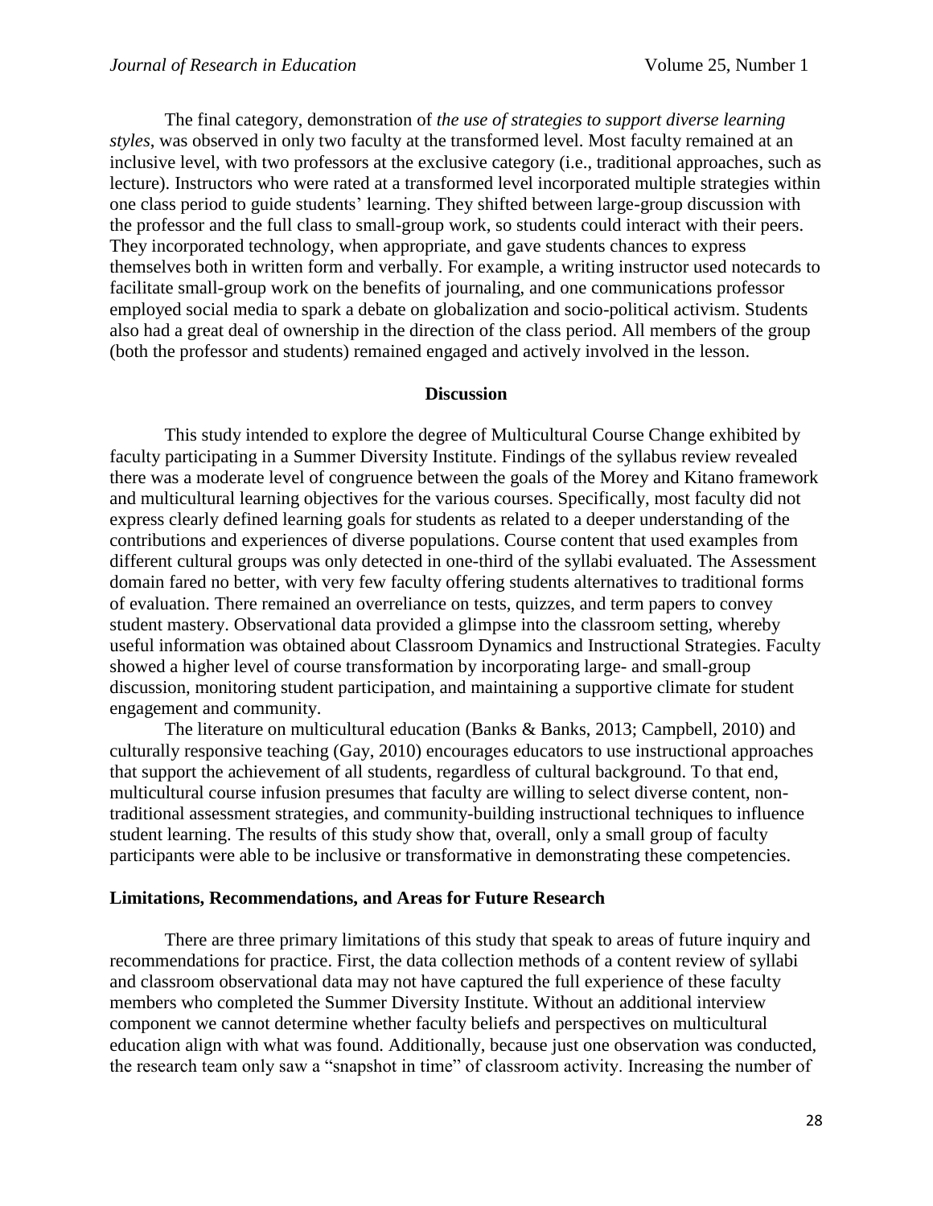The final category, demonstration of *the use of strategies to support diverse learning styles*, was observed in only two faculty at the transformed level. Most faculty remained at an inclusive level, with two professors at the exclusive category (i.e., traditional approaches, such as lecture). Instructors who were rated at a transformed level incorporated multiple strategies within one class period to guide students' learning. They shifted between large-group discussion with the professor and the full class to small-group work, so students could interact with their peers. They incorporated technology, when appropriate, and gave students chances to express themselves both in written form and verbally. For example, a writing instructor used notecards to facilitate small-group work on the benefits of journaling, and one communications professor employed social media to spark a debate on globalization and socio-political activism. Students also had a great deal of ownership in the direction of the class period. All members of the group (both the professor and students) remained engaged and actively involved in the lesson.

## Discussion

This study intended to explore the degree of Multicultural Course Change exhibited by faculty participating in a Summer Diversity Institute. Findings of the syllabus review revealed there was a moderate level of congruence between the goals of the Morey and Kitano framework and multicultural learning objectives for the various courses. Specifically, most faculty did not express clearly defined learning goals for students as related to a deeper understanding of the contributions and experiences of diverse populations. Course content that used examples from different cultural groups was only detected in one-third of the syllabi evaluated. The Assessment domain fared no better, with very few faculty offering students alternatives to traditional forms of evaluation. There remained an overreliance on tests, quizzes, and term papers to convey student mastery. Observational data provided a glimpse into the classroom setting, whereby useful information was obtained about Classroom Dynamics and Instructional Strategies. Faculty showed a higher level of course transformation by incorporating large- and small-group discussion, monitoring student participation, and maintaining a supportive climate for student engagement and community.

The literature on multicultural education (Banks & Banks, 2013; Campbell, 2010) and culturally responsive teaching (Gay, 2010) encourages educators to use instructional approaches that support the achievement of all students, regardless of cultural background. To that end, multicultural course infusion presumes that faculty are willing to select diverse content, non-traditional assessment strategies, and community-building instructional techniques to influence student learning. The results of this study show that, overall, only a small group of faculty participants were able to be inclusive or transformative in demonstrating these competencies.

### Limitations, Recommendations, and Areas for Future Research

There are three primary limitations of this study that speak to areas of future inquiry and recommendations for practice. First, the data collection methods of a content review of syllabi and classroom observational data may not have captured the full experience of these faculty members who completed the Summer Diversity Institute. Without an additional interview component we cannot determine whether faculty beliefs and perspectives on multicultural education align with what was found. Additionally, because just one observation was conducted, the research team only saw a "snapshot in time" of classroom activity. Increasing the number of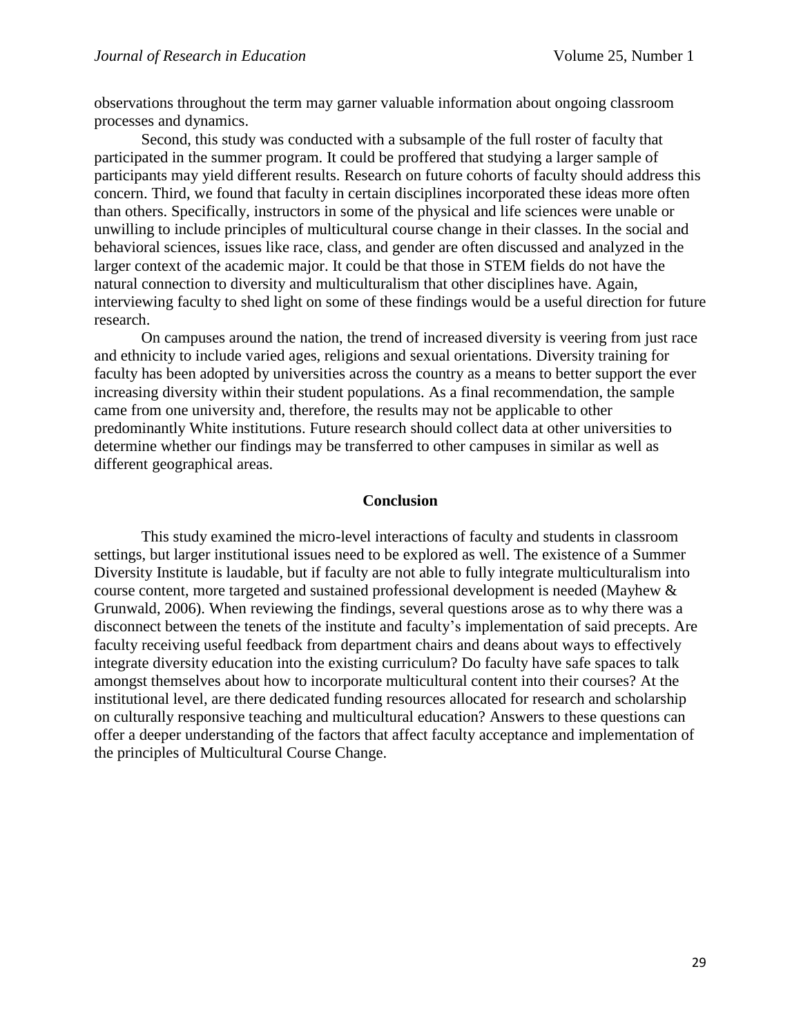observations throughout the term may garner valuable information about ongoing classroom processes and dynamics.

Second, this study was conducted with a subsample of the full roster of faculty that participated in the summer program. It could be proffered that studying a larger sample of participants may yield different results. Research on future cohorts of faculty should address this concern. Third, we found that faculty in certain disciplines incorporated these ideas more often than others. Specifically, instructors in some of the physical and life sciences were unable or unwilling to include principles of multicultural course change in their classes. In the social and behavioral sciences, issues like race, class, and gender are often discussed and analyzed in the larger context of the academic major. It could be that those in STEM fields do not have the natural connection to diversity and multiculturalism that other disciplines have. Again, interviewing faculty to shed light on some of these findings would be a useful direction for future research.

On campuses around the nation, the trend of increased diversity is veering from just race and ethnicity to include varied ages, religions and sexual orientations. Diversity training for faculty has been adopted by universities across the country as a means to better support the ever increasing diversity within their student populations. As a final recommendation, the sample came from one university and, therefore, the results may not be applicable to other predominantly White institutions. Future research should collect data at other universities to determine whether our findings may be transferred to other campuses in similar as well as different geographical areas.

## Conclusion

This study examined the micro-level interactions of faculty and students in classroom settings, but larger institutional issues need to be explored as well. The existence of a Summer Diversity Institute is laudable, but if faculty are not able to fully integrate multiculturalism into course content, more targeted and sustained professional development is needed (Mayhew & Grunwald, 2006). When reviewing the findings, several questions arose as to why there was a disconnect between the tenets of the institute and faculty's implementation of said precepts. Are faculty receiving useful feedback from department chairs and deans about ways to effectively integrate diversity education into the existing curriculum? Do faculty have safe spaces to talk amongst themselves about how to incorporate multicultural content into their courses? At the institutional level, are there dedicated funding resources allocated for research and scholarship on culturally responsive teaching and multicultural education? Answers to these questions can offer a deeper understanding of the factors that affect faculty acceptance and implementation of the principles of Multicultural Course Change.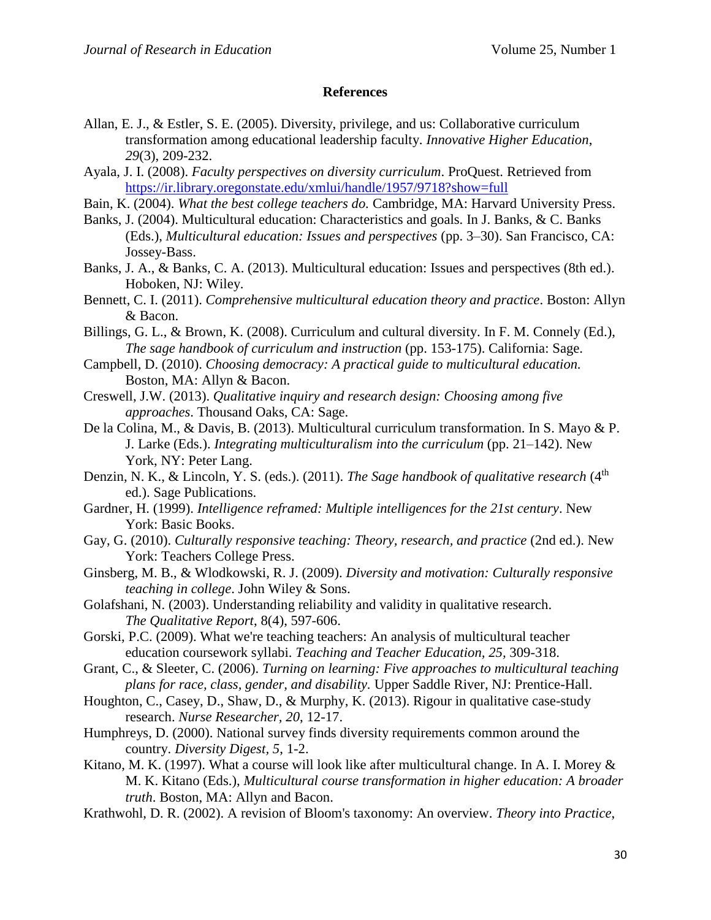### References

Allan, E. J., & Estler, S. E. (2005). Diversity, privilege, and us: Collaborative curriculum transformation among educational leadership faculty. *Innovative Higher Education, 29*(3), 209-232.

Ayala, J. I. (2008). *Faculty perspectives on diversity curriculum*. ProQuest. Retrieved from https://ir.library.oregonstate.edu/xmlui/handle/1957/9718?show=full

Bain, K. (2004). *What the best college teachers do.* Cambridge, MA: Harvard University Press.

Banks, J. (2004). Multicultural education: Characteristics and goals. In J. Banks, & C. Banks (Eds.), *Multicultural education: Issues and perspectives* (pp. 3–30). San Francisco, CA: Jossey-Bass.

Banks, J. A., & Banks, C. A. (2013). Multicultural education: Issues and perspectives (8th ed.). Hoboken, NJ: Wiley.

Bennett, C. I. (2011). *Comprehensive multicultural education theory and practice*. Boston: Allyn & Bacon.

Billings, G. L., & Brown, K. (2008). Curriculum and cultural diversity. In F. M. Connely (Ed.), *The sage handbook of curriculum and instruction* (pp. 153-175). California: Sage.

Campbell, D. (2010). *Choosing democracy: A practical guide to multicultural education.* Boston, MA: Allyn & Bacon.

Creswell, J.W. (2013). *Qualitative inquiry and research design: Choosing among five approaches*. Thousand Oaks, CA: Sage.

De la Colina, M., & Davis, B. (2013). Multicultural curriculum transformation. In S. Mayo & P. J. Larke (Eds.). *Integrating multiculturalism into the curriculum* (pp. 21–142). New York, NY: Peter Lang.

Denzin, N. K., & Lincoln, Y. S. (eds.). (2011). *The Sage handbook of qualitative research* (4th ed.). Sage Publications.

Gardner, H. (1999). *Intelligence reframed: Multiple intelligences for the 21st century*. New York: Basic Books.

Gay, G. (2010). *Culturally responsive teaching: Theory, research, and practice* (2nd ed.). New York: Teachers College Press.

Ginsberg, M. B., & Wlodkowski, R. J. (2009). *Diversity and motivation: Culturally responsive teaching in college*. John Wiley & Sons.

Golafshani, N. (2003). Understanding reliability and validity in qualitative research. *The Qualitative Report*, 8(4), 597-606.

Gorski, P.C. (2009). What we're teaching teachers: An analysis of multicultural teacher education coursework syllabi. *Teaching and Teacher Education, 25,* 309-318.

Grant, C., & Sleeter, C. (2006). *Turning on learning: Five approaches to multicultural teaching plans for race, class, gender, and disability.* Upper Saddle River, NJ: Prentice-Hall.

Houghton, C., Casey, D., Shaw, D., & Murphy, K. (2013). Rigour in qualitative case-study research. *Nurse Researcher, 20*, 12-17.

Humphreys, D. (2000). National survey finds diversity requirements common around the country. *Diversity Digest*, *5,* 1-2.

Kitano, M. K. (1997). What a course will look like after multicultural change. In A. I. Morey & M. K. Kitano (Eds.), *Multicultural course transformation in higher education: A broader truth*. Boston, MA: Allyn and Bacon.

Krathwohl, D. R. (2002). A revision of Bloom's taxonomy: An overview. *Theory into Practice*,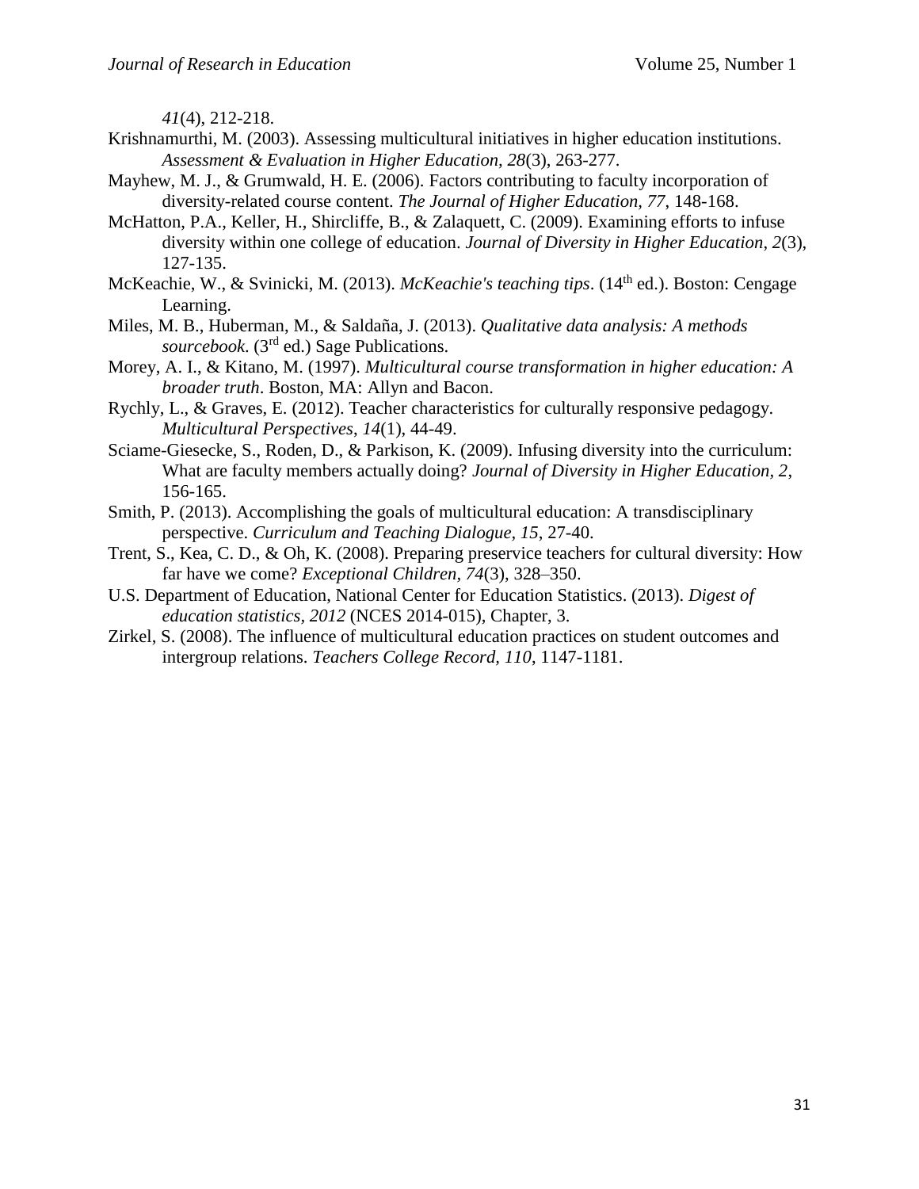*41*(4), 212-218.

Krishnamurthi, M. (2003). Assessing multicultural initiatives in higher education institutions. *Assessment & Evaluation in Higher Education, 28*(3), 263-277.

Mayhew, M. J., & Grumwald, H. E. (2006). Factors contributing to faculty incorporation of diversity-related course content. *The Journal of Higher Education, 77*, 148-168.

McHatton, P.A., Keller, H., Shircliffe, B., & Zalaquett, C. (2009). Examining efforts to infuse diversity within one college of education. *Journal of Diversity in Higher Education, 2*(3), 127-135.

McKeachie, W., & Svinicki, M. (2013). *McKeachie's teaching tips*. (14th ed.). Boston: Cengage Learning.

Miles, M. B., Huberman, M., & Saldaña, J. (2013). *Qualitative data analysis: A methods sourcebook.* (3rd ed.) Sage Publications.

Morey, A. I., & Kitano, M. (1997). *Multicultural course transformation in higher education: A broader truth*. Boston, MA: Allyn and Bacon.

Rychly, L., & Graves, E. (2012). Teacher characteristics for culturally responsive pedagogy. *Multicultural Perspectives, 14*(1), 44-49.

Sciame-Giesecke, S., Roden, D., & Parkison, K. (2009). Infusing diversity into the curriculum: What are faculty members actually doing? *Journal of Diversity in Higher Education, 2*, 156-165.

Smith, P. (2013). Accomplishing the goals of multicultural education: A transdisciplinary perspective. *Curriculum and Teaching Dialogue, 15*, 27-40.

Trent, S., Kea, C. D., & Oh, K. (2008). Preparing preservice teachers for cultural diversity: How far have we come? *Exceptional Children, 74*(3), 328–350.

U.S. Department of Education, National Center for Education Statistics. (2013). *Digest of education statistics, 2012* (NCES 2014-015), Chapter, 3.

Zirkel, S. (2008). The influence of multicultural education practices on student outcomes and intergroup relations. *Teachers College Record, 110*, 1147-1181.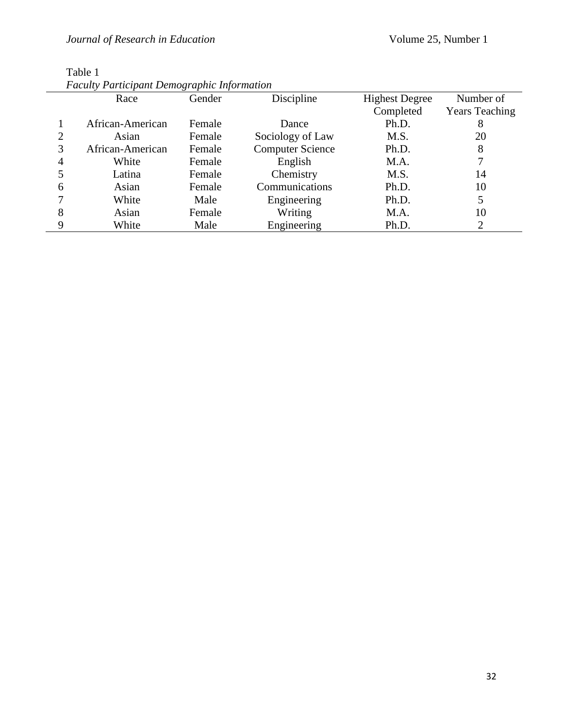Table 1
*Faculty Participant Demographic Information*

| | Race | Gender | Discipline | Highest Degree Completed | Number of Years Teaching |
|---|---|---|---|---|---|
| 1 | African-American | Female | Dance | Ph.D. | 8 |
| 2 | Asian | Female | Sociology of Law | M.S. | 20 |
| 3 | African-American | Female | Computer Science | Ph.D. | 8 |
| 4 | White | Female | English | M.A. | 7 |
| 5 | Latina | Female | Chemistry | M.S. | 14 |
| 6 | Asian | Female | Communications | Ph.D. | 10 |
| 7 | White | Male | Engineering | Ph.D. | 5 |
| 8 | Asian | Female | Writing | M.A. | 10 |
| 9 | White | Male | Engineering | Ph.D. | 2 |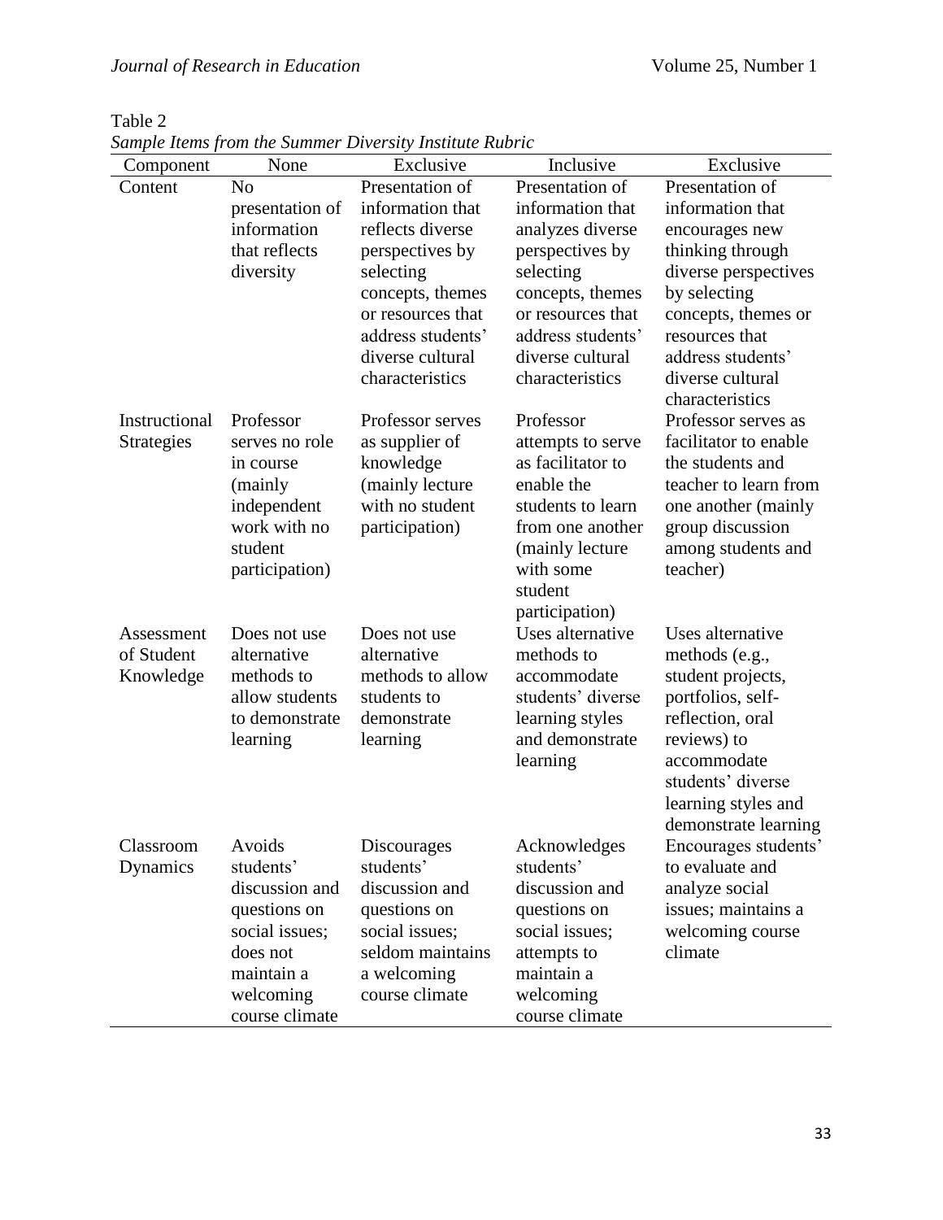Table 2
*Sample Items from the Summer Diversity Institute Rubric*

| Component | None | Exclusive | Inclusive | Exclusive |
|---|---|---|---|---|
| Content | No presentation of information that reflects diversity | Presentation of information that reflects diverse perspectives by selecting concepts, themes or resources that address students' diverse cultural characteristics | Presentation of information that analyzes diverse perspectives by selecting concepts, themes or resources that address students' diverse cultural characteristics | Presentation of information that encourages new thinking through diverse perspectives by selecting concepts, themes or resources that address students' diverse cultural characteristics |
| Instructional Strategies | Professor serves no role in course (mainly independent work with no student participation) | Professor serves as supplier of knowledge (mainly lecture with no student participation) | Professor attempts to serve as facilitator to enable the students to learn from one another (mainly lecture with some student participation) | Professor serves as facilitator to enable the students and teacher to learn from one another (mainly group discussion among students and teacher) |
| Assessment of Student Knowledge | Does not use alternative methods to allow students to demonstrate learning | Does not use alternative methods to allow students to demonstrate learning | Uses alternative methods to accommodate students' diverse learning styles and demonstrate learning | Uses alternative methods (e.g., student projects, portfolios, self-reflection, oral reviews) to accommodate students' diverse learning styles and demonstrate learning |
| Classroom Dynamics | Avoids students' discussion and questions on social issues; does not maintain a welcoming course climate | Discourages students' discussion and questions on social issues; seldom maintains a welcoming course climate | Acknowledges students' discussion and questions on social issues; attempts to maintain a welcoming course climate | Encourages students' to evaluate and analyze social issues; maintains a welcoming course climate |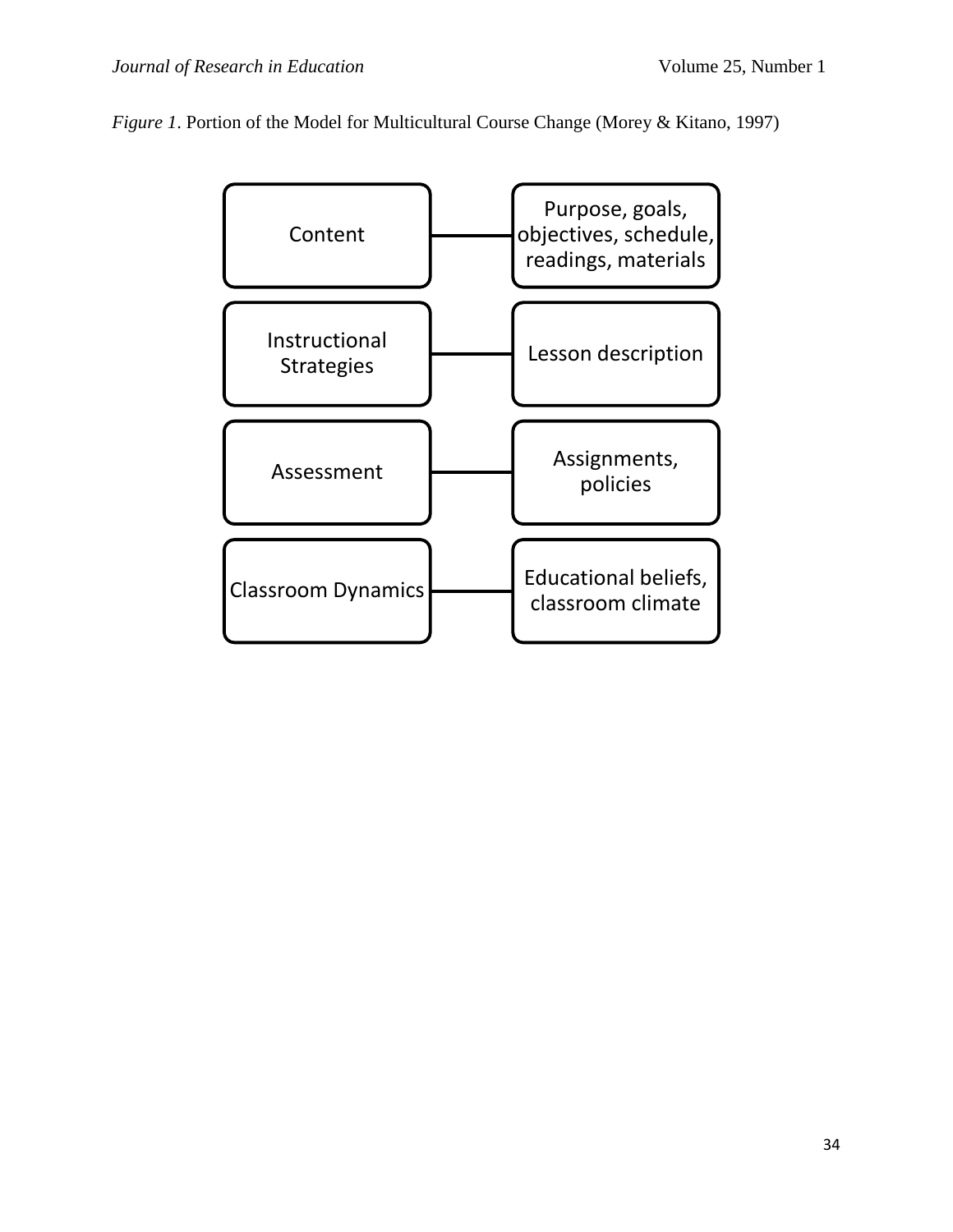*Figure 1*. Portion of the Model for Multicultural Course Change (Morey & Kitano, 1997)

Content

Purpose, goals, objectives, schedule, readings, materials

Instructional Strategies

Lesson description

Assessment

Assignments, policies

Classroom Dynamics

Educational beliefs, classroom climate